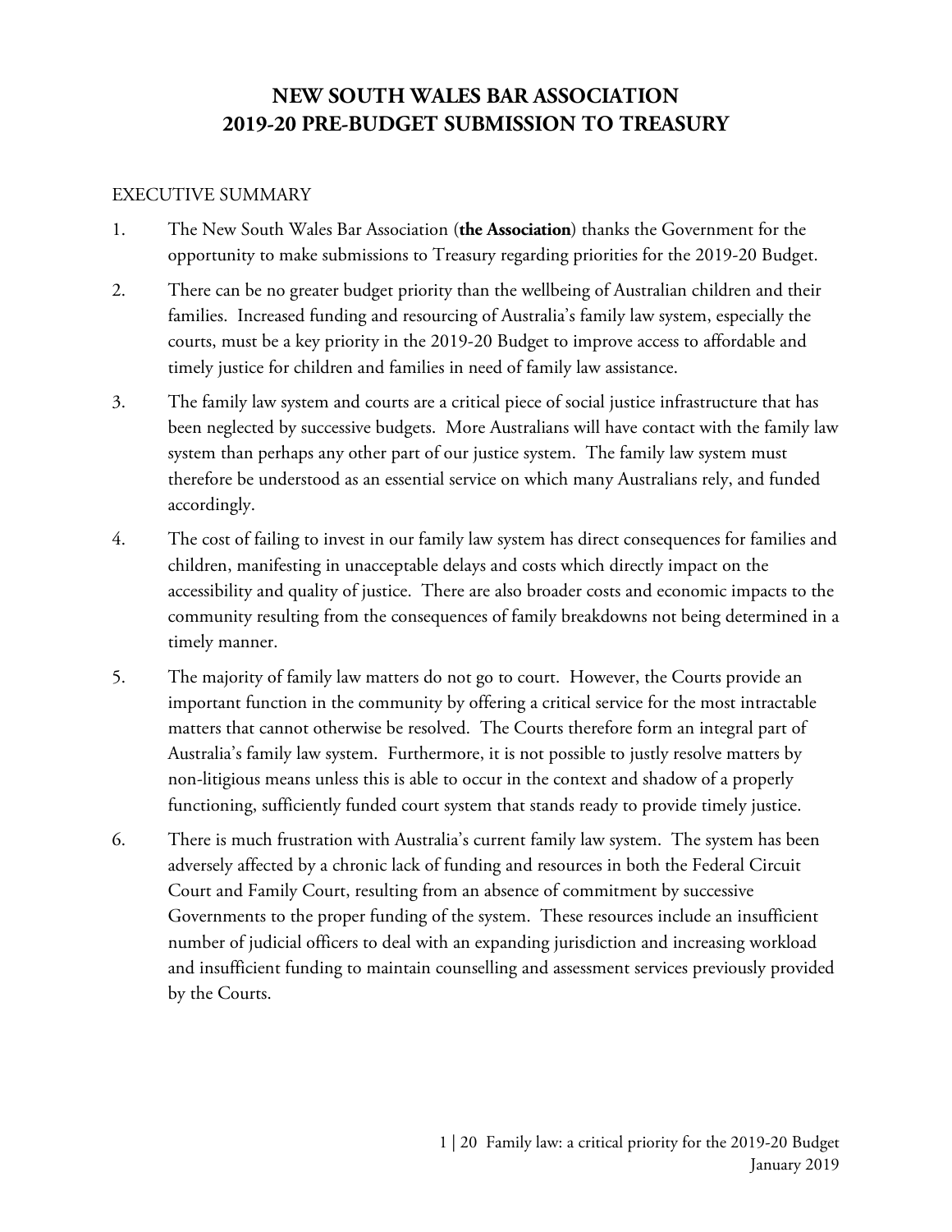# NEW SOUTH WALES BAR ASSOCIATION
# 2019-20 PRE-BUDGET SUBMISSION TO TREASURY

## EXECUTIVE SUMMARY

1. The New South Wales Bar Association (**the Association**) thanks the Government for the opportunity to make submissions to Treasury regarding priorities for the 2019-20 Budget.

2. There can be no greater budget priority than the wellbeing of Australian children and their families. Increased funding and resourcing of Australia's family law system, especially the courts, must be a key priority in the 2019-20 Budget to improve access to affordable and timely justice for children and families in need of family law assistance.

3. The family law system and courts are a critical piece of social justice infrastructure that has been neglected by successive budgets. More Australians will have contact with the family law system than perhaps any other part of our justice system. The family law system must therefore be understood as an essential service on which many Australians rely, and funded accordingly.

4. The cost of failing to invest in our family law system has direct consequences for families and children, manifesting in unacceptable delays and costs which directly impact on the accessibility and quality of justice. There are also broader costs and economic impacts to the community resulting from the consequences of family breakdowns not being determined in a timely manner.

5. The majority of family law matters do not go to court. However, the Courts provide an important function in the community by offering a critical service for the most intractable matters that cannot otherwise be resolved. The Courts therefore form an integral part of Australia's family law system. Furthermore, it is not possible to justly resolve matters by non-litigious means unless this is able to occur in the context and shadow of a properly functioning, sufficiently funded court system that stands ready to provide timely justice.

6. There is much frustration with Australia's current family law system. The system has been adversely affected by a chronic lack of funding and resources in both the Federal Circuit Court and Family Court, resulting from an absence of commitment by successive Governments to the proper funding of the system. These resources include an insufficient number of judicial officers to deal with an expanding jurisdiction and increasing workload and insufficient funding to maintain counselling and assessment services previously provided by the Courts.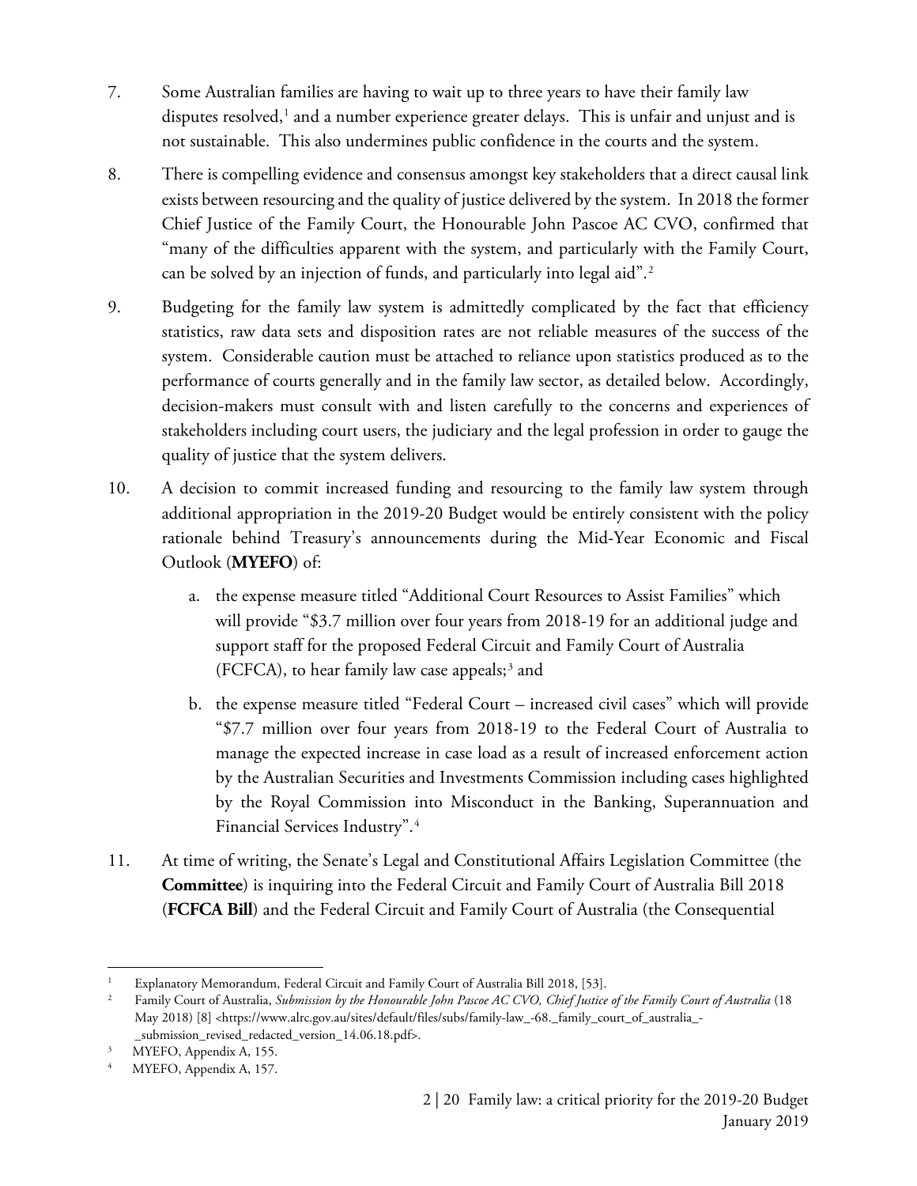7. Some Australian families are having to wait up to three years to have their family law disputes resolved,[1] and a number experience greater delays. This is unfair and unjust and is not sustainable. This also undermines public confidence in the courts and the system.

8. There is compelling evidence and consensus amongst key stakeholders that a direct causal link exists between resourcing and the quality of justice delivered by the system. In 2018 the former Chief Justice of the Family Court, the Honourable John Pascoe AC CVO, confirmed that "many of the difficulties apparent with the system, and particularly with the Family Court, can be solved by an injection of funds, and particularly into legal aid".[2]

9. Budgeting for the family law system is admittedly complicated by the fact that efficiency statistics, raw data sets and disposition rates are not reliable measures of the success of the system. Considerable caution must be attached to reliance upon statistics produced as to the performance of courts generally and in the family law sector, as detailed below. Accordingly, decision-makers must consult with and listen carefully to the concerns and experiences of stakeholders including court users, the judiciary and the legal profession in order to gauge the quality of justice that the system delivers.

10. A decision to commit increased funding and resourcing to the family law system through additional appropriation in the 2019-20 Budget would be entirely consistent with the policy rationale behind Treasury's announcements during the Mid-Year Economic and Fiscal Outlook (**MYEFO**) of:

    a. the expense measure titled "Additional Court Resources to Assist Families" which will provide "$3.7 million over four years from 2018-19 for an additional judge and support staff for the proposed Federal Circuit and Family Court of Australia (FCFCA), to hear family law case appeals;[3] and

    b. the expense measure titled "Federal Court – increased civil cases" which will provide "$7.7 million over four years from 2018-19 to the Federal Court of Australia to manage the expected increase in case load as a result of increased enforcement action by the Australian Securities and Investments Commission including cases highlighted by the Royal Commission into Misconduct in the Banking, Superannuation and Financial Services Industry".[4]

11. At time of writing, the Senate's Legal and Constitutional Affairs Legislation Committee (the **Committee**) is inquiring into the Federal Circuit and Family Court of Australia Bill 2018 (**FCFCA Bill**) and the Federal Circuit and Family Court of Australia (the Consequential

---

[1] Explanatory Memorandum, Federal Circuit and Family Court of Australia Bill 2018, [53].

[2] Family Court of Australia, *Submission by the Honourable John Pascoe AC CVO, Chief Justice of the Family Court of Australia* (18 May 2018) [8] <https://www.alrc.gov.au/sites/default/files/subs/family-law_-68._family_court_of_australia_-_submission_revised_redacted_version_14.06.18.pdf>.

[3] MYEFO, Appendix A, 155.

[4] MYEFO, Appendix A, 157.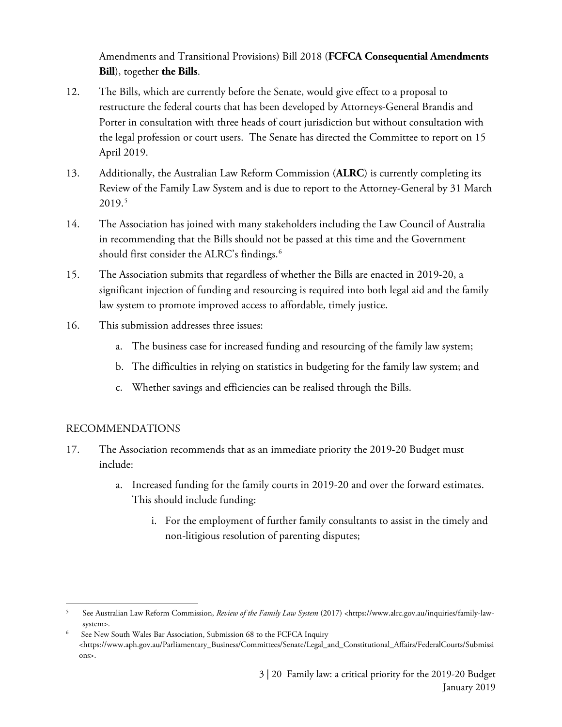Amendments and Transitional Provisions) Bill 2018 (**FCFCA Consequential Amendments Bill**), together **the Bills**.

12. The Bills, which are currently before the Senate, would give effect to a proposal to restructure the federal courts that has been developed by Attorneys-General Brandis and Porter in consultation with three heads of court jurisdiction but without consultation with the legal profession or court users. The Senate has directed the Committee to report on 15 April 2019.

13. Additionally, the Australian Law Reform Commission (**ALRC**) is currently completing its Review of the Family Law System and is due to report to the Attorney-General by 31 March 2019.[5]

14. The Association has joined with many stakeholders including the Law Council of Australia in recommending that the Bills should not be passed at this time and the Government should first consider the ALRC's findings.[6]

15. The Association submits that regardless of whether the Bills are enacted in 2019-20, a significant injection of funding and resourcing is required into both legal aid and the family law system to promote improved access to affordable, timely justice.

16. This submission addresses three issues:

    a. The business case for increased funding and resourcing of the family law system;

    b. The difficulties in relying on statistics in budgeting for the family law system; and

    c. Whether savings and efficiencies can be realised through the Bills.

## RECOMMENDATIONS

17. The Association recommends that as an immediate priority the 2019-20 Budget must include:

    a. Increased funding for the family courts in 2019-20 and over the forward estimates. This should include funding:

        i. For the employment of further family consultants to assist in the timely and non-litigious resolution of parenting disputes;

---

[5] See Australian Law Reform Commission, *Review of the Family Law System* (2017) <https://www.alrc.gov.au/inquiries/family-law-system>.

[6] See New South Wales Bar Association, Submission 68 to the FCFCA Inquiry <https://www.aph.gov.au/Parliamentary_Business/Committees/Senate/Legal_and_Constitutional_Affairs/FederalCourts/Submissions>.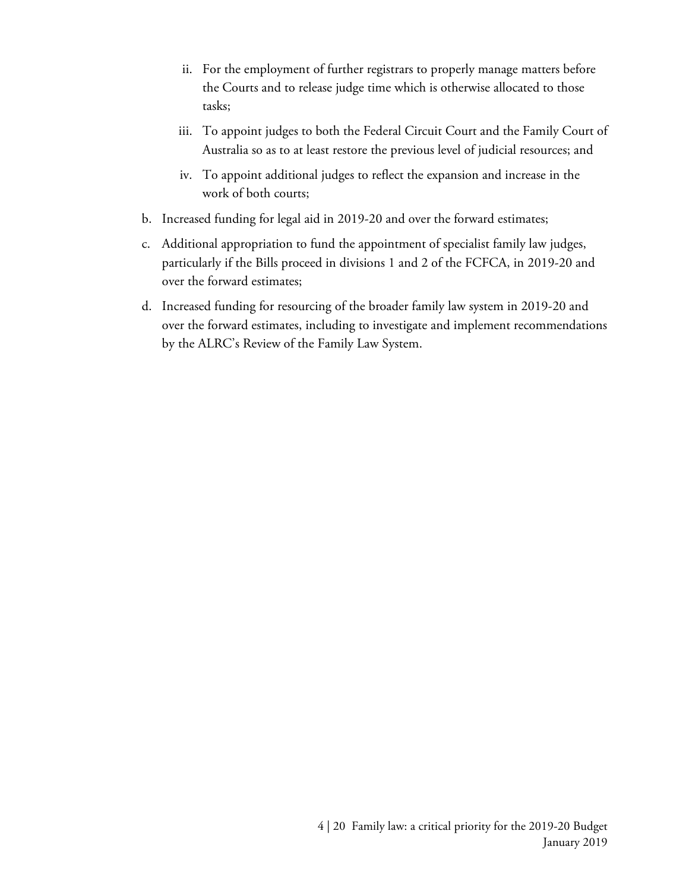ii. For the employment of further registrars to properly manage matters before the Courts and to release judge time which is otherwise allocated to those tasks;

   iii. To appoint judges to both the Federal Circuit Court and the Family Court of Australia so as to at least restore the previous level of judicial resources; and

   iv. To appoint additional judges to reflect the expansion and increase in the work of both courts;

b. Increased funding for legal aid in 2019-20 and over the forward estimates;

c. Additional appropriation to fund the appointment of specialist family law judges, particularly if the Bills proceed in divisions 1 and 2 of the FCFCA, in 2019-20 and over the forward estimates;

d. Increased funding for resourcing of the broader family law system in 2019-20 and over the forward estimates, including to investigate and implement recommendations by the ALRC's Review of the Family Law System.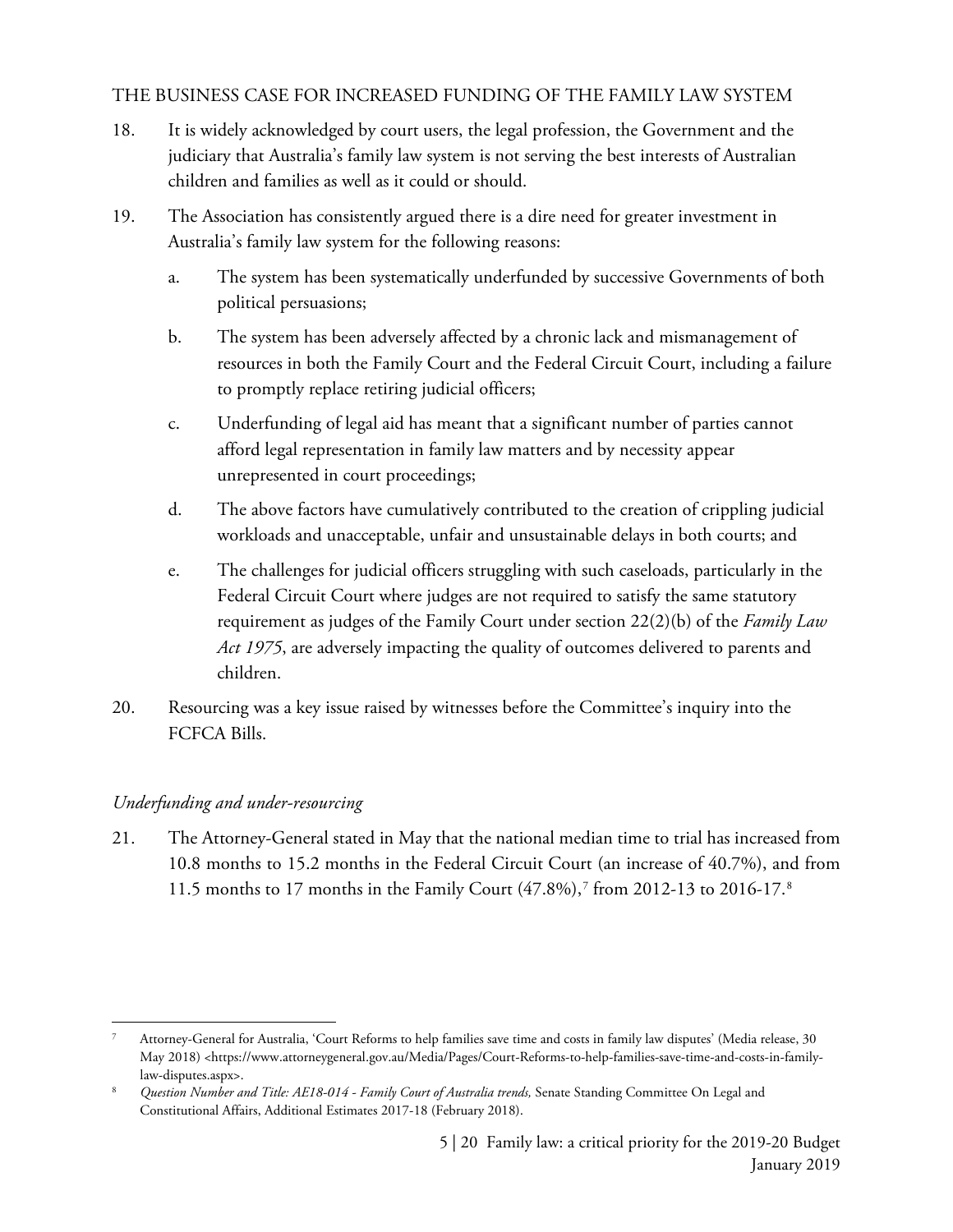## THE BUSINESS CASE FOR INCREASED FUNDING OF THE FAMILY LAW SYSTEM

18. It is widely acknowledged by court users, the legal profession, the Government and the judiciary that Australia's family law system is not serving the best interests of Australian children and families as well as it could or should.

19. The Association has consistently argued there is a dire need for greater investment in Australia's family law system for the following reasons:

    a. The system has been systematically underfunded by successive Governments of both political persuasions;

    b. The system has been adversely affected by a chronic lack and mismanagement of resources in both the Family Court and the Federal Circuit Court, including a failure to promptly replace retiring judicial officers;

    c. Underfunding of legal aid has meant that a significant number of parties cannot afford legal representation in family law matters and by necessity appear unrepresented in court proceedings;

    d. The above factors have cumulatively contributed to the creation of crippling judicial workloads and unacceptable, unfair and unsustainable delays in both courts; and

    e. The challenges for judicial officers struggling with such caseloads, particularly in the Federal Circuit Court where judges are not required to satisfy the same statutory requirement as judges of the Family Court under section 22(2)(b) of the *Family Law Act 1975*, are adversely impacting the quality of outcomes delivered to parents and children.

20. Resourcing was a key issue raised by witnesses before the Committee's inquiry into the FCFCA Bills.

### *Underfunding and under-resourcing*

21. The Attorney-General stated in May that the national median time to trial has increased from 10.8 months to 15.2 months in the Federal Circuit Court (an increase of 40.7%), and from 11.5 months to 17 months in the Family Court (47.8%),[7] from 2012-13 to 2016-17.[8]

---

[7] Attorney-General for Australia, 'Court Reforms to help families save time and costs in family law disputes' (Media release, 30 May 2018) <https://www.attorneygeneral.gov.au/Media/Pages/Court-Reforms-to-help-families-save-time-and-costs-in-family-law-disputes.aspx>.

[8] *Question Number and Title: AE18-014 - Family Court of Australia trends,* Senate Standing Committee On Legal and Constitutional Affairs, Additional Estimates 2017-18 (February 2018).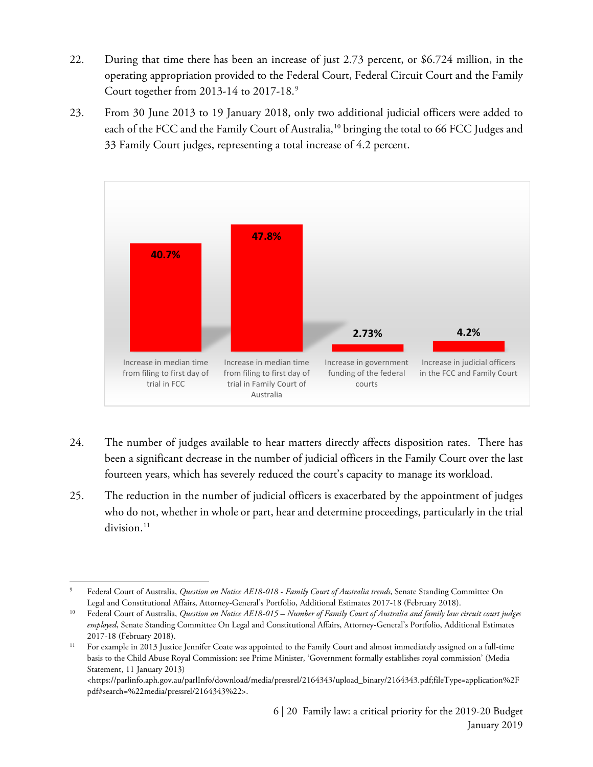22. During that time there has been an increase of just 2.73 percent, or $6.724 million, in the operating appropriation provided to the Federal Court, Federal Circuit Court and the Family Court together from 2013-14 to 2017-18.[9]

23. From 30 June 2013 to 19 January 2018, only two additional judicial officers were added to each of the FCC and the Family Court of Australia,[10] bringing the total to 66 FCC Judges and 33 Family Court judges, representing a total increase of 4.2 percent.

| Increase in median time from filing to first day of trial in FCC | Increase in median time from filing to first day of trial in Family Court of Australia | Increase in government funding of the federal courts | Increase in judicial officers in the FCC and Family Court |
|---|---|---|---|
| 40.7% | 47.8% | 2.73% | 4.2% |

24. The number of judges available to hear matters directly affects disposition rates. There has been a significant decrease in the number of judicial officers in the Family Court over the last fourteen years, which has severely reduced the court's capacity to manage its workload.

25. The reduction in the number of judicial officers is exacerbated by the appointment of judges who do not, whether in whole or part, hear and determine proceedings, particularly in the trial division.[11]

---

[9] Federal Court of Australia, *Question on Notice AE18-018 - Family Court of Australia trends*, Senate Standing Committee On Legal and Constitutional Affairs, Attorney-General's Portfolio, Additional Estimates 2017-18 (February 2018).

[10] Federal Court of Australia, *Question on Notice AE18-015 – Number of Family Court of Australia and family law circuit court judges employed*, Senate Standing Committee On Legal and Constitutional Affairs, Attorney-General's Portfolio, Additional Estimates 2017-18 (February 2018).

[11] For example in 2013 Justice Jennifer Coate was appointed to the Family Court and almost immediately assigned on a full-time basis to the Child Abuse Royal Commission: see Prime Minister, 'Government formally establishes royal commission' (Media Statement, 11 January 2013) <https://parlinfo.aph.gov.au/parlInfo/download/media/pressrel/2164343/upload_binary/2164343.pdf;fileType=application%2Fpdf#search=%22media/pressrel/2164343%22>.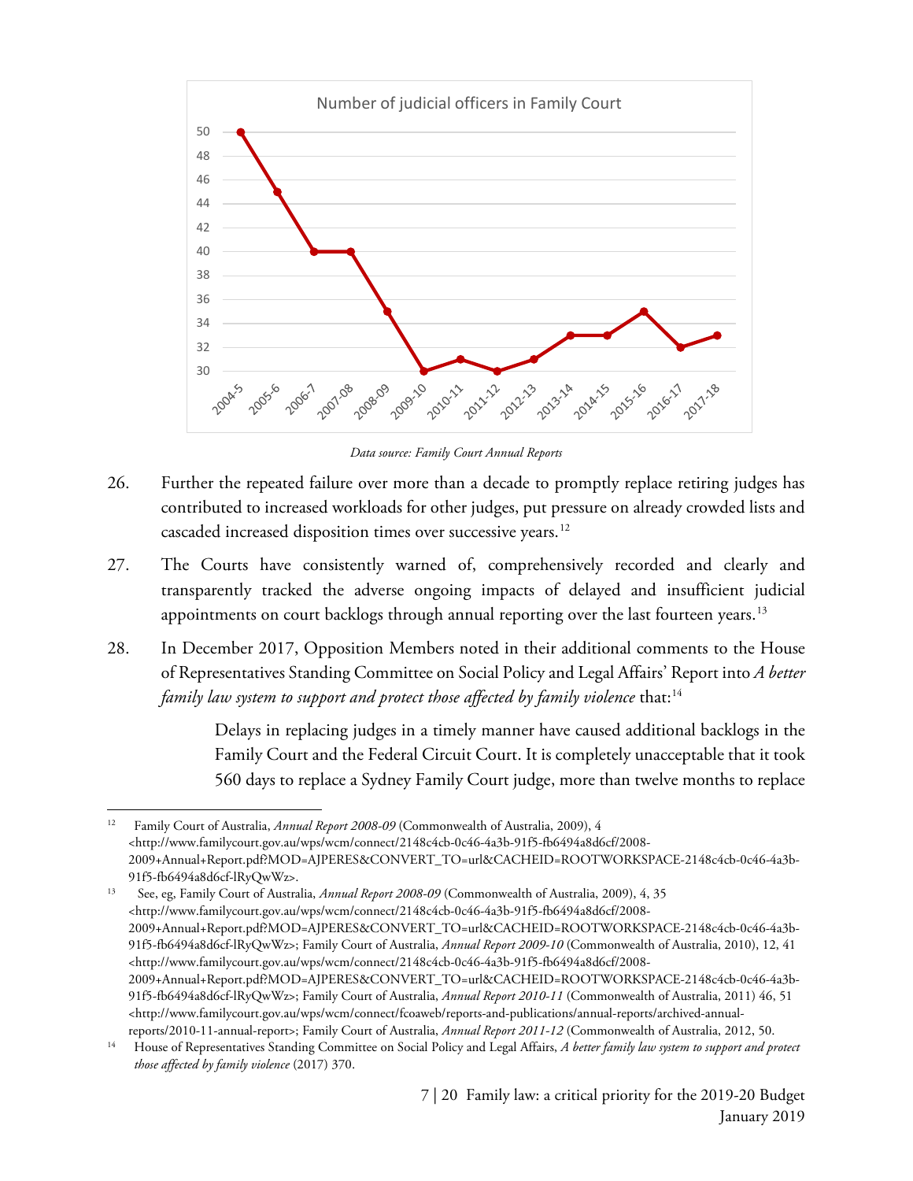Number of judicial officers in Family Court

| Year | Number |
| --- | --- |
| 2004-5 | 50 |
| 2005-6 | 45 |
| 2006-7 | 40 |
| 2007-08 | 40 |
| 2008-09 | 35 |
| 2009-10 | 30 |
| 2010-11 | 31 |
| 2011-12 | 30 |
| 2012-13 | 31 |
| 2013-14 | 33 |
| 2014-15 | 33 |
| 2015-16 | 35 |
| 2016-17 | 32 |
| 2017-18 | 33 |

*Data source: Family Court Annual Reports*

26. Further the repeated failure over more than a decade to promptly replace retiring judges has contributed to increased workloads for other judges, put pressure on already crowded lists and cascaded increased disposition times over successive years.[12]

27. The Courts have consistently warned of, comprehensively recorded and clearly and transparently tracked the adverse ongoing impacts of delayed and insufficient judicial appointments on court backlogs through annual reporting over the last fourteen years.[13]

28. In December 2017, Opposition Members noted in their additional comments to the House of Representatives Standing Committee on Social Policy and Legal Affairs' Report into *A better family law system to support and protect those affected by family violence* that:[14]

> Delays in replacing judges in a timely manner have caused additional backlogs in the Family Court and the Federal Circuit Court. It is completely unacceptable that it took 560 days to replace a Sydney Family Court judge, more than twelve months to replace

---

[12] Family Court of Australia, *Annual Report 2008-09* (Commonwealth of Australia, 2009), 4 <http://www.familycourt.gov.au/wps/wcm/connect/2148c4cb-0c46-4a3b-91f5-fb6494a8d6cf/2008-2009+Annual+Report.pdf?MOD=AJPERES&CONVERT_TO=url&CACHEID=ROOTWORKSPACE-2148c4cb-0c46-4a3b-91f5-fb6494a8d6cf-lRyQwWz>.

[13] See, eg, Family Court of Australia, *Annual Report 2008-09* (Commonwealth of Australia, 2009), 4, 35 <http://www.familycourt.gov.au/wps/wcm/connect/2148c4cb-0c46-4a3b-91f5-fb6494a8d6cf/2008-2009+Annual+Report.pdf?MOD=AJPERES&CONVERT_TO=url&CACHEID=ROOTWORKSPACE-2148c4cb-0c46-4a3b-91f5-fb6494a8d6cf-lRyQwWz>; Family Court of Australia, *Annual Report 2009-10* (Commonwealth of Australia, 2010), 12, 41 <http://www.familycourt.gov.au/wps/wcm/connect/2148c4cb-0c46-4a3b-91f5-fb6494a8d6cf/2008-2009+Annual+Report.pdf?MOD=AJPERES&CONVERT_TO=url&CACHEID=ROOTWORKSPACE-2148c4cb-0c46-4a3b-91f5-fb6494a8d6cf-lRyQwWz>; Family Court of Australia, *Annual Report 2010-11* (Commonwealth of Australia, 2011) 46, 51 <http://www.familycourt.gov.au/wps/wcm/connect/fcoaweb/reports-and-publications/annual-reports/archived-annual-reports/2010-11-annual-report>; Family Court of Australia, *Annual Report 2011-12* (Commonwealth of Australia, 2012, 50.

[14] House of Representatives Standing Committee on Social Policy and Legal Affairs, *A better family law system to support and protect those affected by family violence* (2017) 370.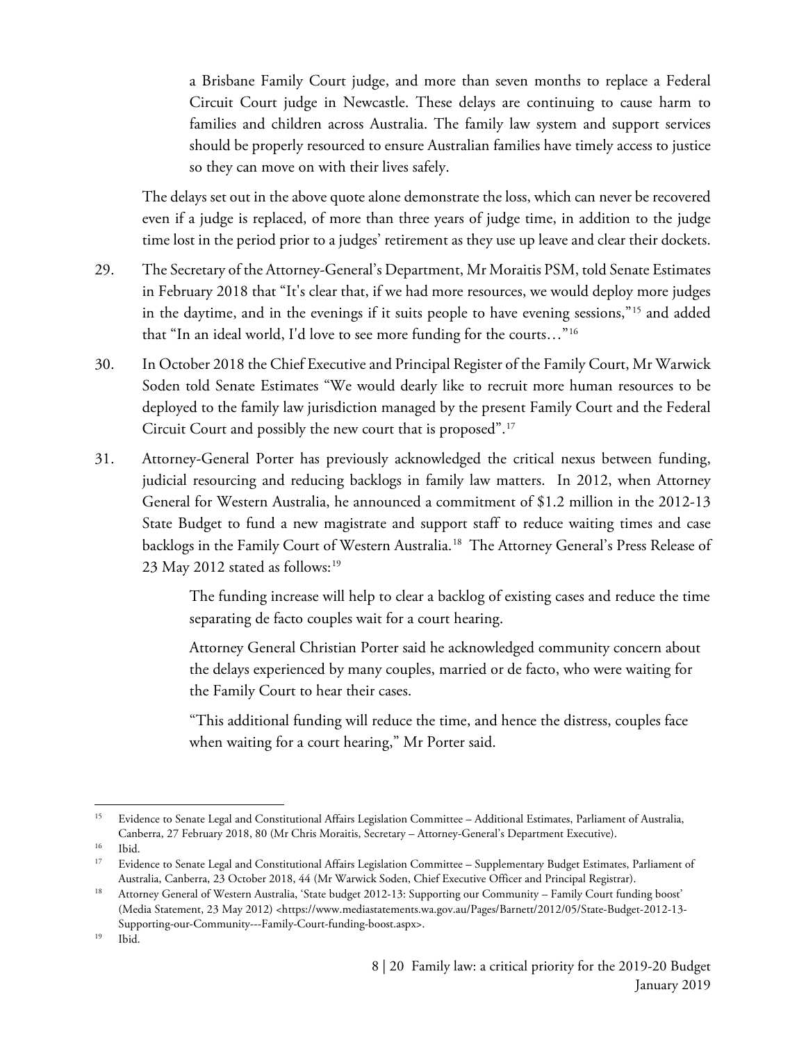> a Brisbane Family Court judge, and more than seven months to replace a Federal Circuit Court judge in Newcastle. These delays are continuing to cause harm to families and children across Australia. The family law system and support services should be properly resourced to ensure Australian families have timely access to justice so they can move on with their lives safely.

The delays set out in the above quote alone demonstrate the loss, which can never be recovered even if a judge is replaced, of more than three years of judge time, in addition to the judge time lost in the period prior to a judges' retirement as they use up leave and clear their dockets.

29. The Secretary of the Attorney-General's Department, Mr Moraitis PSM, told Senate Estimates in February 2018 that "It's clear that, if we had more resources, we would deploy more judges in the daytime, and in the evenings if it suits people to have evening sessions,"[15] and added that "In an ideal world, I'd love to see more funding for the courts…"[16]

30. In October 2018 the Chief Executive and Principal Register of the Family Court, Mr Warwick Soden told Senate Estimates "We would dearly like to recruit more human resources to be deployed to the family law jurisdiction managed by the present Family Court and the Federal Circuit Court and possibly the new court that is proposed".[17]

31. Attorney-General Porter has previously acknowledged the critical nexus between funding, judicial resourcing and reducing backlogs in family law matters. In 2012, when Attorney General for Western Australia, he announced a commitment of $1.2 million in the 2012-13 State Budget to fund a new magistrate and support staff to reduce waiting times and case backlogs in the Family Court of Western Australia.[18] The Attorney General's Press Release of 23 May 2012 stated as follows:[19]

> The funding increase will help to clear a backlog of existing cases and reduce the time separating de facto couples wait for a court hearing.
>
> Attorney General Christian Porter said he acknowledged community concern about the delays experienced by many couples, married or de facto, who were waiting for the Family Court to hear their cases.
>
> "This additional funding will reduce the time, and hence the distress, couples face when waiting for a court hearing," Mr Porter said.

---

[15] Evidence to Senate Legal and Constitutional Affairs Legislation Committee – Additional Estimates, Parliament of Australia, Canberra, 27 February 2018, 80 (Mr Chris Moraitis, Secretary – Attorney-General's Department Executive).

[16] Ibid.

[17] Evidence to Senate Legal and Constitutional Affairs Legislation Committee – Supplementary Budget Estimates, Parliament of Australia, Canberra, 23 October 2018, 44 (Mr Warwick Soden, Chief Executive Officer and Principal Registrar).

[18] Attorney General of Western Australia, 'State budget 2012-13: Supporting our Community – Family Court funding boost' (Media Statement, 23 May 2012) <https://www.mediastatements.wa.gov.au/Pages/Barnett/2012/05/State-Budget-2012-13-Supporting-our-Community---Family-Court-funding-boost.aspx>.

[19] Ibid.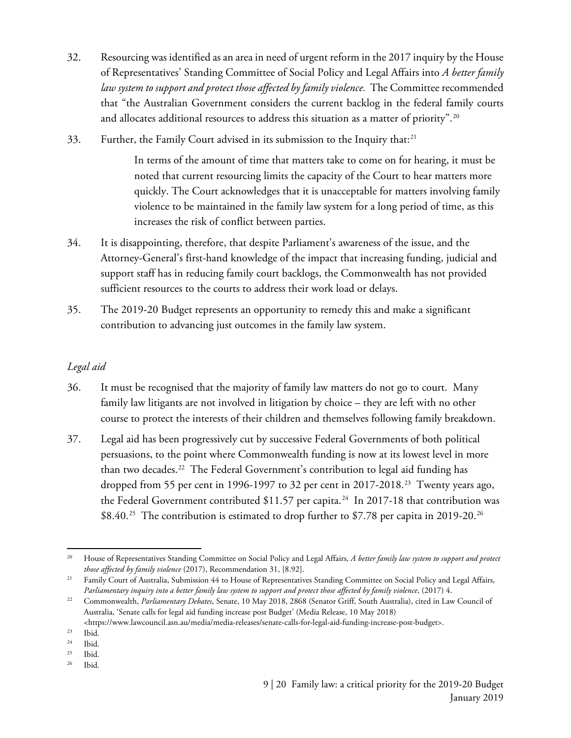32. Resourcing was identified as an area in need of urgent reform in the 2017 inquiry by the House of Representatives' Standing Committee of Social Policy and Legal Affairs into *A better family law system to support and protect those affected by family violence.* The Committee recommended that "the Australian Government considers the current backlog in the federal family courts and allocates additional resources to address this situation as a matter of priority".[20]

33. Further, the Family Court advised in its submission to the Inquiry that:[21]

> In terms of the amount of time that matters take to come on for hearing, it must be noted that current resourcing limits the capacity of the Court to hear matters more quickly. The Court acknowledges that it is unacceptable for matters involving family violence to be maintained in the family law system for a long period of time, as this increases the risk of conflict between parties.

34. It is disappointing, therefore, that despite Parliament's awareness of the issue, and the Attorney-General's first-hand knowledge of the impact that increasing funding, judicial and support staff has in reducing family court backlogs, the Commonwealth has not provided sufficient resources to the courts to address their work load or delays.

35. The 2019-20 Budget represents an opportunity to remedy this and make a significant contribution to advancing just outcomes in the family law system.

### *Legal aid*

36. It must be recognised that the majority of family law matters do not go to court. Many family law litigants are not involved in litigation by choice – they are left with no other course to protect the interests of their children and themselves following family breakdown.

37. Legal aid has been progressively cut by successive Federal Governments of both political persuasions, to the point where Commonwealth funding is now at its lowest level in more than two decades.[22] The Federal Government's contribution to legal aid funding has dropped from 55 per cent in 1996-1997 to 32 per cent in 2017-2018.[23] Twenty years ago, the Federal Government contributed $11.57 per capita.[24] In 2017-18 that contribution was $8.40.[25] The contribution is estimated to drop further to $7.78 per capita in 2019-20.[26]

---

[20] House of Representatives Standing Committee on Social Policy and Legal Affairs, *A better family law system to support and protect those affected by family violence* (2017), Recommendation 31, [8.92].

[21] Family Court of Australia, Submission 44 to House of Representatives Standing Committee on Social Policy and Legal Affairs, *Parliamentary inquiry into a better family law system to support and protect those affected by family violence*, (2017) 4.

[22] Commonwealth, *Parliamentary Debates*, Senate, 10 May 2018, 2868 (Senator Griff, South Australia), cited in Law Council of Australia, 'Senate calls for legal aid funding increase post Budget' (Media Release, 10 May 2018) <https://www.lawcouncil.asn.au/media/media-releases/senate-calls-for-legal-aid-funding-increase-post-budget>.

[23] Ibid.

[24] Ibid.

[25] Ibid.

[26] Ibid.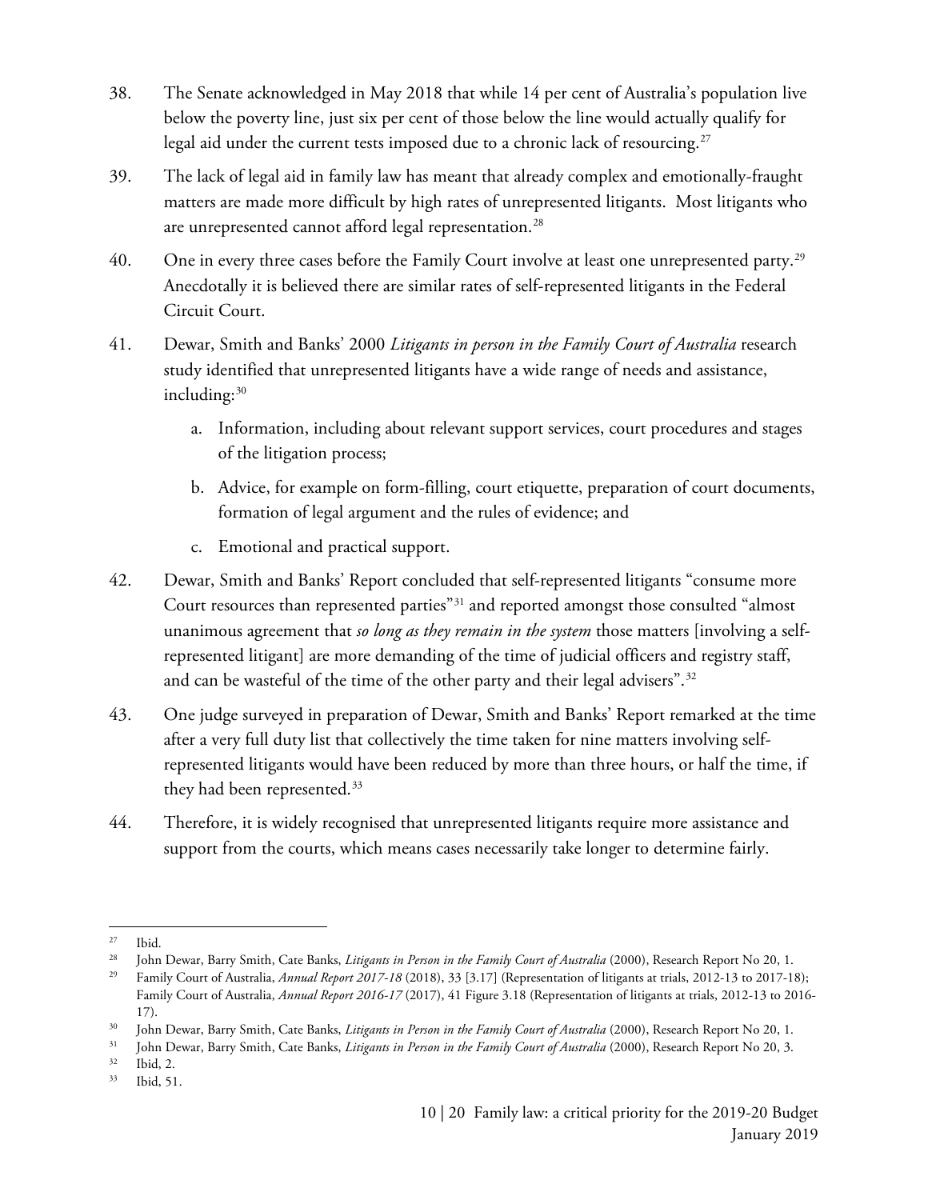38. The Senate acknowledged in May 2018 that while 14 per cent of Australia's population live below the poverty line, just six per cent of those below the line would actually qualify for legal aid under the current tests imposed due to a chronic lack of resourcing.[27]

39. The lack of legal aid in family law has meant that already complex and emotionally-fraught matters are made more difficult by high rates of unrepresented litigants. Most litigants who are unrepresented cannot afford legal representation.[28]

40. One in every three cases before the Family Court involve at least one unrepresented party.[29] Anecdotally it is believed there are similar rates of self-represented litigants in the Federal Circuit Court.

41. Dewar, Smith and Banks' 2000 *Litigants in person in the Family Court of Australia* research study identified that unrepresented litigants have a wide range of needs and assistance, including:[30]

    a. Information, including about relevant support services, court procedures and stages of the litigation process;

    b. Advice, for example on form-filling, court etiquette, preparation of court documents, formation of legal argument and the rules of evidence; and

    c. Emotional and practical support.

42. Dewar, Smith and Banks' Report concluded that self-represented litigants "consume more Court resources than represented parties"[31] and reported amongst those consulted "almost unanimous agreement that *so long as they remain in the system* those matters [involving a self-represented litigant] are more demanding of the time of judicial officers and registry staff, and can be wasteful of the time of the other party and their legal advisers".[32]

43. One judge surveyed in preparation of Dewar, Smith and Banks' Report remarked at the time after a very full duty list that collectively the time taken for nine matters involving self-represented litigants would have been reduced by more than three hours, or half the time, if they had been represented.[33]

44. Therefore, it is widely recognised that unrepresented litigants require more assistance and support from the courts, which means cases necessarily take longer to determine fairly.

---

[27] Ibid.

[28] John Dewar, Barry Smith, Cate Banks, *Litigants in Person in the Family Court of Australia* (2000), Research Report No 20, 1.

[29] Family Court of Australia, *Annual Report 2017-18* (2018), 33 [3.17] (Representation of litigants at trials, 2012-13 to 2017-18); Family Court of Australia, *Annual Report 2016-17* (2017), 41 Figure 3.18 (Representation of litigants at trials, 2012-13 to 2016-17).

[30] John Dewar, Barry Smith, Cate Banks, *Litigants in Person in the Family Court of Australia* (2000), Research Report No 20, 1.

[31] John Dewar, Barry Smith, Cate Banks, *Litigants in Person in the Family Court of Australia* (2000), Research Report No 20, 3.

[32] Ibid, 2.

[33] Ibid, 51.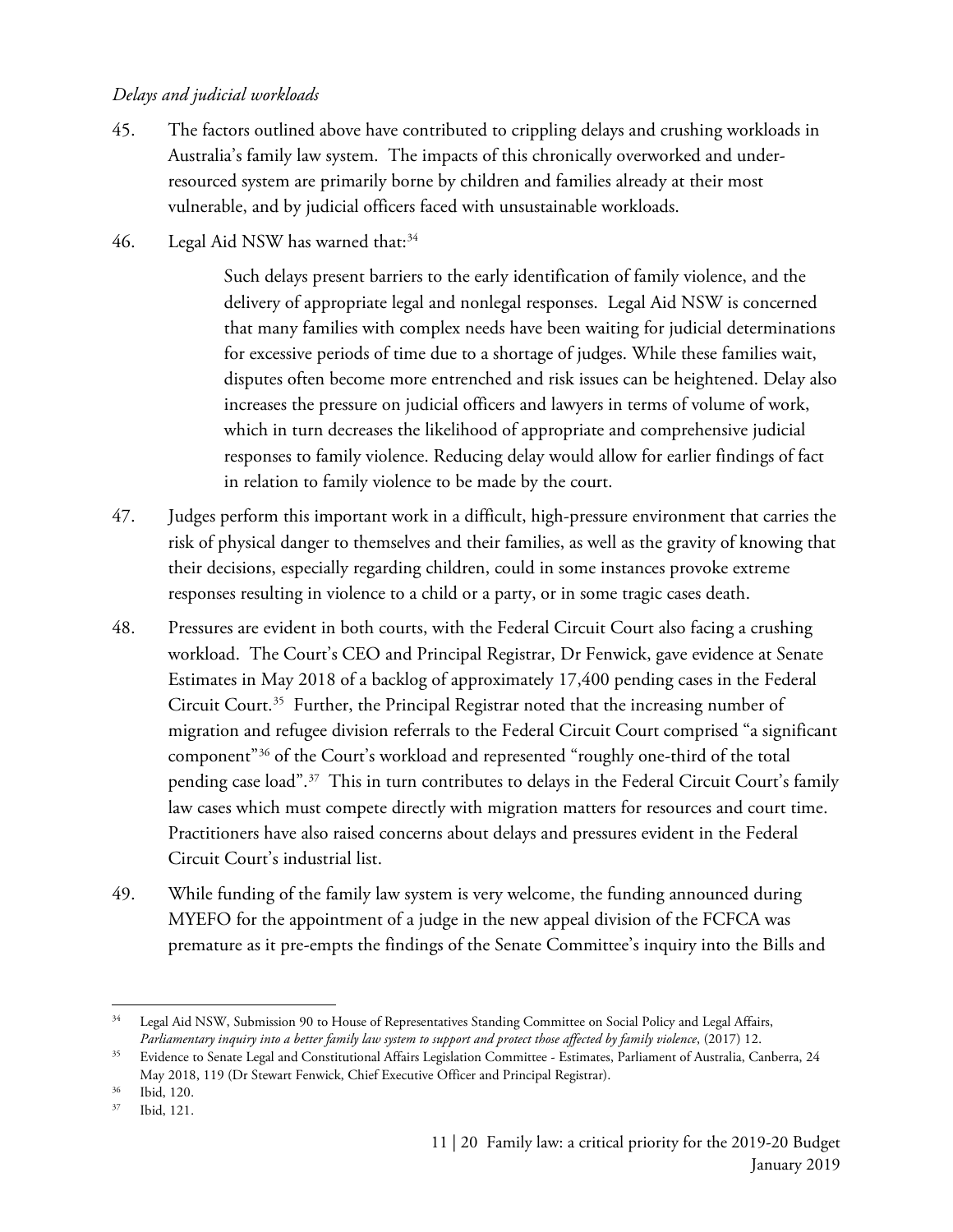*Delays and judicial workloads*

45. The factors outlined above have contributed to crippling delays and crushing workloads in Australia's family law system. The impacts of this chronically overworked and under-resourced system are primarily borne by children and families already at their most vulnerable, and by judicial officers faced with unsustainable workloads.

46. Legal Aid NSW has warned that:[34]

> Such delays present barriers to the early identification of family violence, and the delivery of appropriate legal and nonlegal responses. Legal Aid NSW is concerned that many families with complex needs have been waiting for judicial determinations for excessive periods of time due to a shortage of judges. While these families wait, disputes often become more entrenched and risk issues can be heightened. Delay also increases the pressure on judicial officers and lawyers in terms of volume of work, which in turn decreases the likelihood of appropriate and comprehensive judicial responses to family violence. Reducing delay would allow for earlier findings of fact in relation to family violence to be made by the court.

47. Judges perform this important work in a difficult, high-pressure environment that carries the risk of physical danger to themselves and their families, as well as the gravity of knowing that their decisions, especially regarding children, could in some instances provoke extreme responses resulting in violence to a child or a party, or in some tragic cases death.

48. Pressures are evident in both courts, with the Federal Circuit Court also facing a crushing workload. The Court's CEO and Principal Registrar, Dr Fenwick, gave evidence at Senate Estimates in May 2018 of a backlog of approximately 17,400 pending cases in the Federal Circuit Court.[35] Further, the Principal Registrar noted that the increasing number of migration and refugee division referrals to the Federal Circuit Court comprised "a significant component"[36] of the Court's workload and represented "roughly one-third of the total pending case load".[37] This in turn contributes to delays in the Federal Circuit Court's family law cases which must compete directly with migration matters for resources and court time. Practitioners have also raised concerns about delays and pressures evident in the Federal Circuit Court's industrial list.

49. While funding of the family law system is very welcome, the funding announced during MYEFO for the appointment of a judge in the new appeal division of the FCFCA was premature as it pre-empts the findings of the Senate Committee's inquiry into the Bills and

---

[34] Legal Aid NSW, Submission 90 to House of Representatives Standing Committee on Social Policy and Legal Affairs, *Parliamentary inquiry into a better family law system to support and protect those affected by family violence*, (2017) 12.

[35] Evidence to Senate Legal and Constitutional Affairs Legislation Committee - Estimates, Parliament of Australia, Canberra, 24 May 2018, 119 (Dr Stewart Fenwick, Chief Executive Officer and Principal Registrar).

[36] Ibid, 120.

[37] Ibid, 121.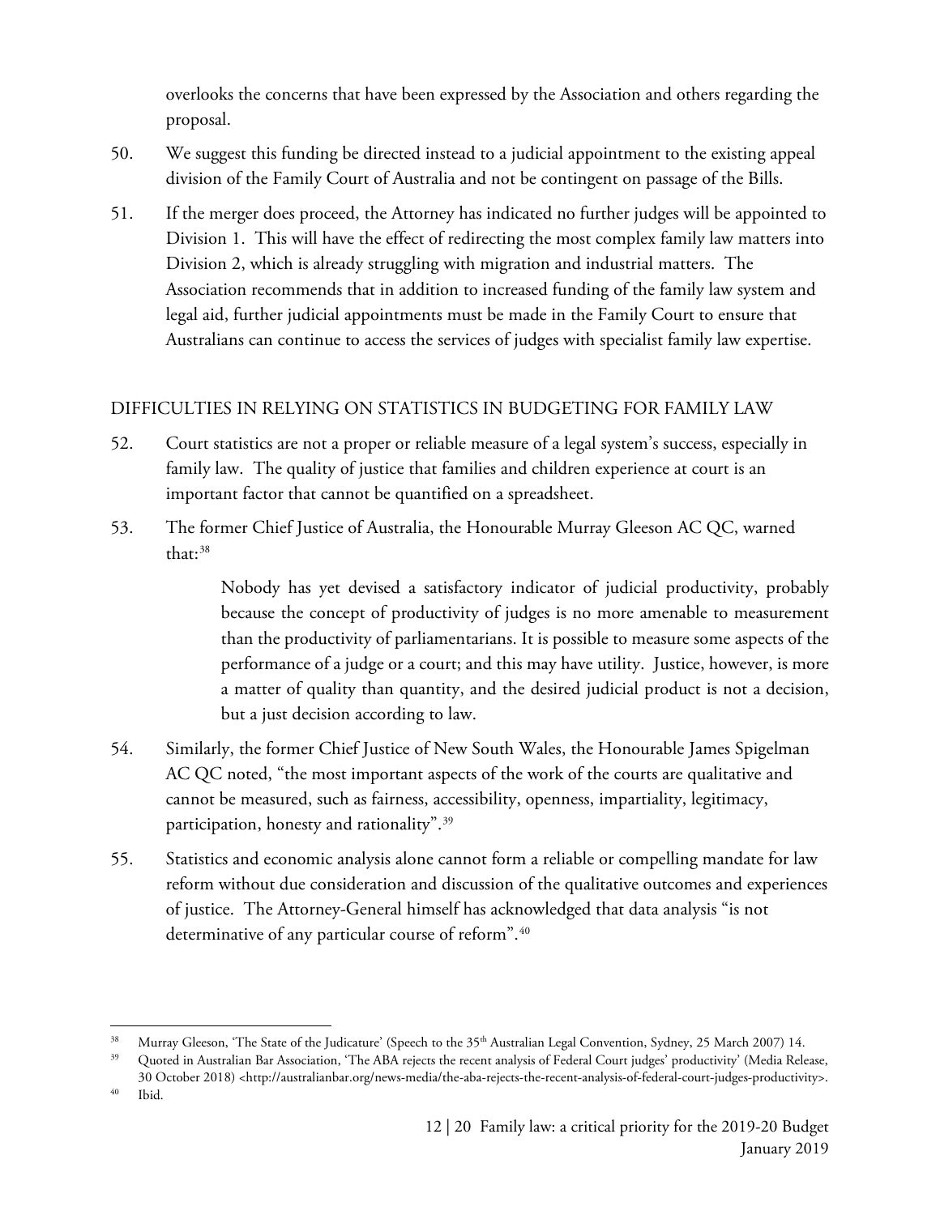overlooks the concerns that have been expressed by the Association and others regarding the proposal.

50. We suggest this funding be directed instead to a judicial appointment to the existing appeal division of the Family Court of Australia and not be contingent on passage of the Bills.

51. If the merger does proceed, the Attorney has indicated no further judges will be appointed to Division 1. This will have the effect of redirecting the most complex family law matters into Division 2, which is already struggling with migration and industrial matters. The Association recommends that in addition to increased funding of the family law system and legal aid, further judicial appointments must be made in the Family Court to ensure that Australians can continue to access the services of judges with specialist family law expertise.

## DIFFICULTIES IN RELYING ON STATISTICS IN BUDGETING FOR FAMILY LAW

52. Court statistics are not a proper or reliable measure of a legal system's success, especially in family law. The quality of justice that families and children experience at court is an important factor that cannot be quantified on a spreadsheet.

53. The former Chief Justice of Australia, the Honourable Murray Gleeson AC QC, warned that:[38]

> Nobody has yet devised a satisfactory indicator of judicial productivity, probably because the concept of productivity of judges is no more amenable to measurement than the productivity of parliamentarians. It is possible to measure some aspects of the performance of a judge or a court; and this may have utility. Justice, however, is more a matter of quality than quantity, and the desired judicial product is not a decision, but a just decision according to law.

54. Similarly, the former Chief Justice of New South Wales, the Honourable James Spigelman AC QC noted, "the most important aspects of the work of the courts are qualitative and cannot be measured, such as fairness, accessibility, openness, impartiality, legitimacy, participation, honesty and rationality".[39]

55. Statistics and economic analysis alone cannot form a reliable or compelling mandate for law reform without due consideration and discussion of the qualitative outcomes and experiences of justice. The Attorney-General himself has acknowledged that data analysis "is not determinative of any particular course of reform".[40]

---

[38] Murray Gleeson, 'The State of the Judicature' (Speech to the 35th Australian Legal Convention, Sydney, 25 March 2007) 14.

[39] Quoted in Australian Bar Association, 'The ABA rejects the recent analysis of Federal Court judges' productivity' (Media Release, 30 October 2018) <http://australianbar.org/news-media/the-aba-rejects-the-recent-analysis-of-federal-court-judges-productivity>.

[40] Ibid.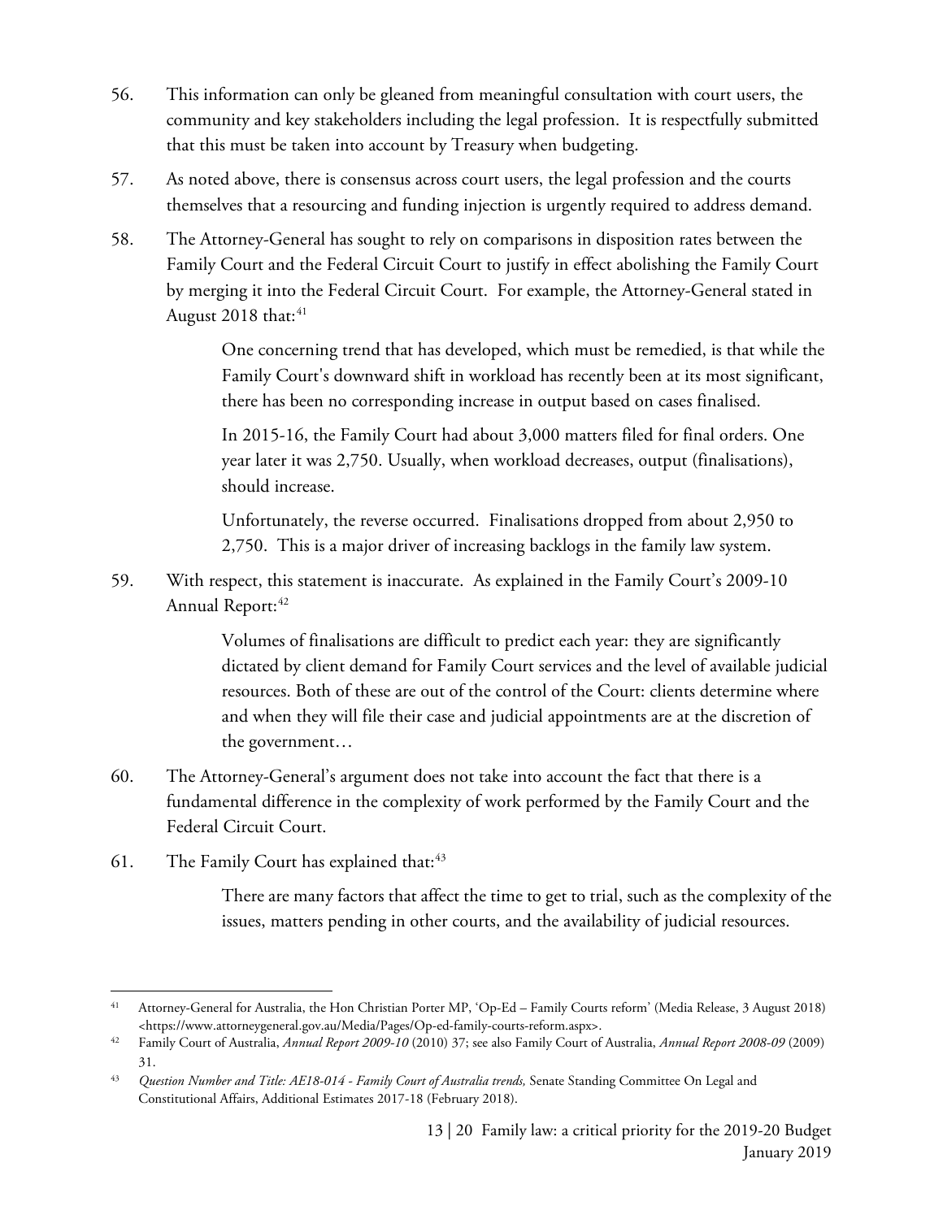56. This information can only be gleaned from meaningful consultation with court users, the community and key stakeholders including the legal profession. It is respectfully submitted that this must be taken into account by Treasury when budgeting.

57. As noted above, there is consensus across court users, the legal profession and the courts themselves that a resourcing and funding injection is urgently required to address demand.

58. The Attorney-General has sought to rely on comparisons in disposition rates between the Family Court and the Federal Circuit Court to justify in effect abolishing the Family Court by merging it into the Federal Circuit Court. For example, the Attorney-General stated in August 2018 that:[41]

> One concerning trend that has developed, which must be remedied, is that while the Family Court's downward shift in workload has recently been at its most significant, there has been no corresponding increase in output based on cases finalised.
>
> In 2015-16, the Family Court had about 3,000 matters filed for final orders. One year later it was 2,750. Usually, when workload decreases, output (finalisations), should increase.
>
> Unfortunately, the reverse occurred. Finalisations dropped from about 2,950 to 2,750. This is a major driver of increasing backlogs in the family law system.

59. With respect, this statement is inaccurate. As explained in the Family Court's 2009-10 Annual Report:[42]

> Volumes of finalisations are difficult to predict each year: they are significantly dictated by client demand for Family Court services and the level of available judicial resources. Both of these are out of the control of the Court: clients determine where and when they will file their case and judicial appointments are at the discretion of the government…

60. The Attorney-General's argument does not take into account the fact that there is a fundamental difference in the complexity of work performed by the Family Court and the Federal Circuit Court.

61. The Family Court has explained that:[43]

> There are many factors that affect the time to get to trial, such as the complexity of the issues, matters pending in other courts, and the availability of judicial resources.

---

[41] Attorney-General for Australia, the Hon Christian Porter MP, 'Op-Ed – Family Courts reform' (Media Release, 3 August 2018) <https://www.attorneygeneral.gov.au/Media/Pages/Op-ed-family-courts-reform.aspx>.

[42] Family Court of Australia, *Annual Report 2009-10* (2010) 37; see also Family Court of Australia, *Annual Report 2008-09* (2009) 31.

[43] *Question Number and Title: AE18-014 - Family Court of Australia trends,* Senate Standing Committee On Legal and Constitutional Affairs, Additional Estimates 2017-18 (February 2018).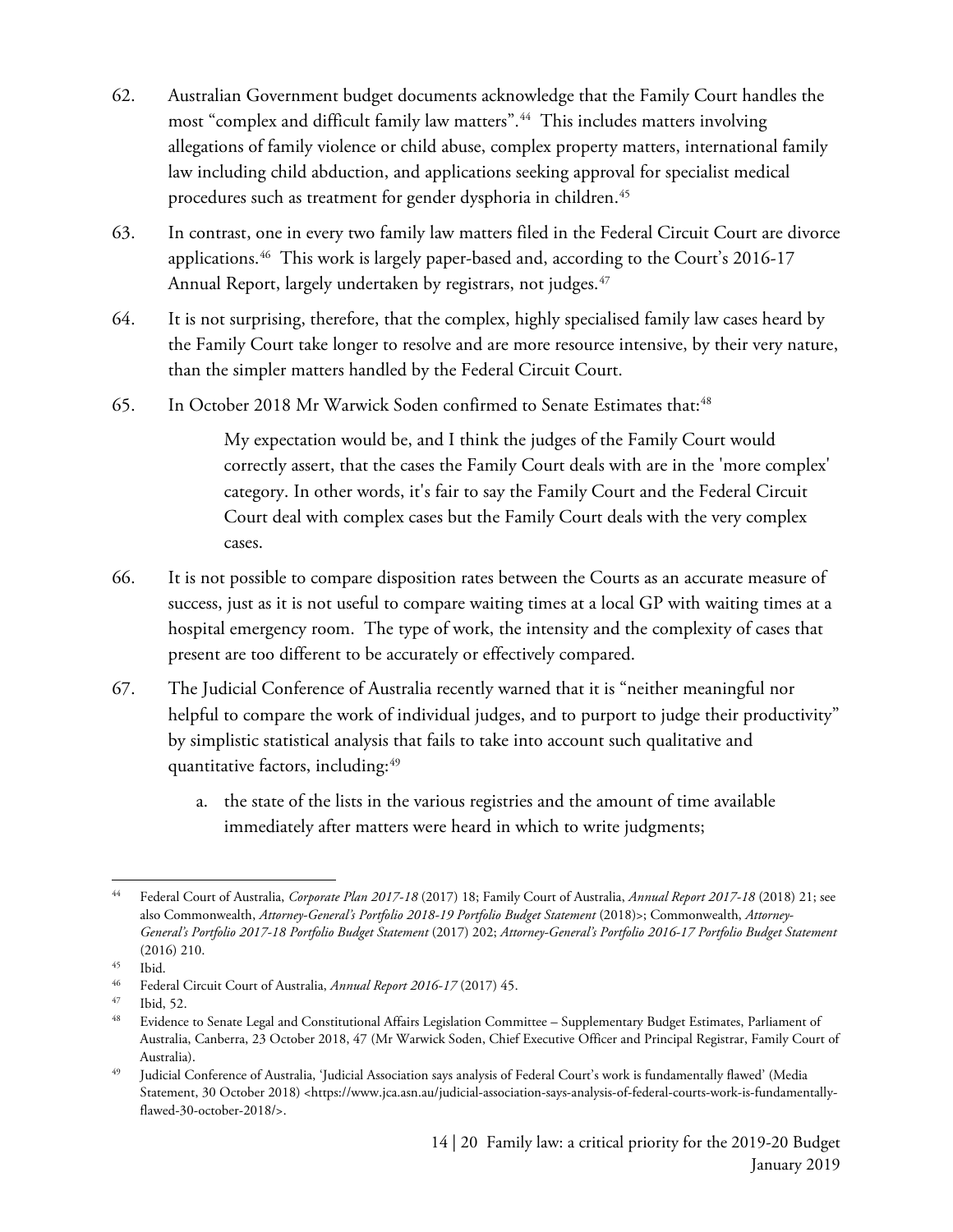62. Australian Government budget documents acknowledge that the Family Court handles the most "complex and difficult family law matters".[44] This includes matters involving allegations of family violence or child abuse, complex property matters, international family law including child abduction, and applications seeking approval for specialist medical procedures such as treatment for gender dysphoria in children.[45]

63. In contrast, one in every two family law matters filed in the Federal Circuit Court are divorce applications.[46] This work is largely paper-based and, according to the Court's 2016-17 Annual Report, largely undertaken by registrars, not judges.[47]

64. It is not surprising, therefore, that the complex, highly specialised family law cases heard by the Family Court take longer to resolve and are more resource intensive, by their very nature, than the simpler matters handled by the Federal Circuit Court.

65. In October 2018 Mr Warwick Soden confirmed to Senate Estimates that:[48]

> My expectation would be, and I think the judges of the Family Court would correctly assert, that the cases the Family Court deals with are in the 'more complex' category. In other words, it's fair to say the Family Court and the Federal Circuit Court deal with complex cases but the Family Court deals with the very complex cases.

66. It is not possible to compare disposition rates between the Courts as an accurate measure of success, just as it is not useful to compare waiting times at a local GP with waiting times at a hospital emergency room. The type of work, the intensity and the complexity of cases that present are too different to be accurately or effectively compared.

67. The Judicial Conference of Australia recently warned that it is "neither meaningful nor helpful to compare the work of individual judges, and to purport to judge their productivity" by simplistic statistical analysis that fails to take into account such qualitative and quantitative factors, including:[49]

    a. the state of the lists in the various registries and the amount of time available immediately after matters were heard in which to write judgments;

---

[44] Federal Court of Australia, *Corporate Plan 2017-18* (2017) 18; Family Court of Australia, *Annual Report 2017-18* (2018) 21; see also Commonwealth, *Attorney-General's Portfolio 2018-19 Portfolio Budget Statement* (2018)>; Commonwealth, *Attorney-General's Portfolio 2017-18 Portfolio Budget Statement* (2017) 202; *Attorney-General's Portfolio 2016-17 Portfolio Budget Statement* (2016) 210.

[45] Ibid.

[46] Federal Circuit Court of Australia, *Annual Report 2016-17* (2017) 45.

[47] Ibid, 52.

[48] Evidence to Senate Legal and Constitutional Affairs Legislation Committee – Supplementary Budget Estimates, Parliament of Australia, Canberra, 23 October 2018, 47 (Mr Warwick Soden, Chief Executive Officer and Principal Registrar, Family Court of Australia).

[49] Judicial Conference of Australia, 'Judicial Association says analysis of Federal Court's work is fundamentally flawed' (Media Statement, 30 October 2018) <https://www.jca.asn.au/judicial-association-says-analysis-of-federal-courts-work-is-fundamentally-flawed-30-october-2018/>.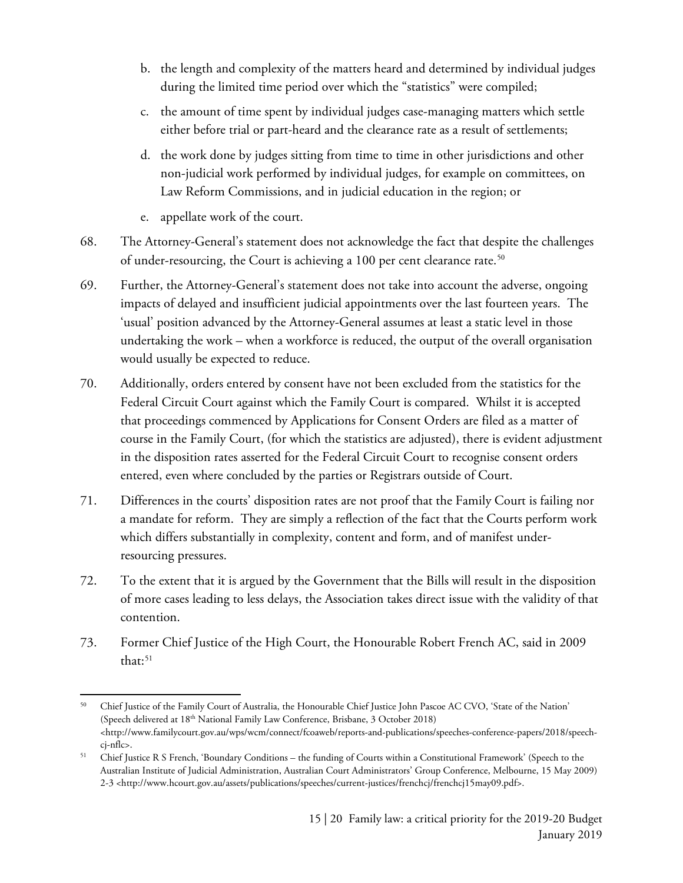b. the length and complexity of the matters heard and determined by individual judges during the limited time period over which the "statistics" were compiled;

c. the amount of time spent by individual judges case-managing matters which settle either before trial or part-heard and the clearance rate as a result of settlements;

d. the work done by judges sitting from time to time in other jurisdictions and other non-judicial work performed by individual judges, for example on committees, on Law Reform Commissions, and in judicial education in the region; or

e. appellate work of the court.

68. The Attorney-General's statement does not acknowledge the fact that despite the challenges of under-resourcing, the Court is achieving a 100 per cent clearance rate.[50]

69. Further, the Attorney-General's statement does not take into account the adverse, ongoing impacts of delayed and insufficient judicial appointments over the last fourteen years. The 'usual' position advanced by the Attorney-General assumes at least a static level in those undertaking the work – when a workforce is reduced, the output of the overall organisation would usually be expected to reduce.

70. Additionally, orders entered by consent have not been excluded from the statistics for the Federal Circuit Court against which the Family Court is compared. Whilst it is accepted that proceedings commenced by Applications for Consent Orders are filed as a matter of course in the Family Court, (for which the statistics are adjusted), there is evident adjustment in the disposition rates asserted for the Federal Circuit Court to recognise consent orders entered, even where concluded by the parties or Registrars outside of Court.

71. Differences in the courts' disposition rates are not proof that the Family Court is failing nor a mandate for reform. They are simply a reflection of the fact that the Courts perform work which differs substantially in complexity, content and form, and of manifest under-resourcing pressures.

72. To the extent that it is argued by the Government that the Bills will result in the disposition of more cases leading to less delays, the Association takes direct issue with the validity of that contention.

73. Former Chief Justice of the High Court, the Honourable Robert French AC, said in 2009 that:[51]

---

[50] Chief Justice of the Family Court of Australia, the Honourable Chief Justice John Pascoe AC CVO, 'State of the Nation' (Speech delivered at 18th National Family Law Conference, Brisbane, 3 October 2018) <http://www.familycourt.gov.au/wps/wcm/connect/fcoaweb/reports-and-publications/speeches-conference-papers/2018/speech-cj-nflc>.

[51] Chief Justice R S French, 'Boundary Conditions – the funding of Courts within a Constitutional Framework' (Speech to the Australian Institute of Judicial Administration, Australian Court Administrators' Group Conference, Melbourne, 15 May 2009) 2-3 <http://www.hcourt.gov.au/assets/publications/speeches/current-justices/frenchcj/frenchcj15may09.pdf>.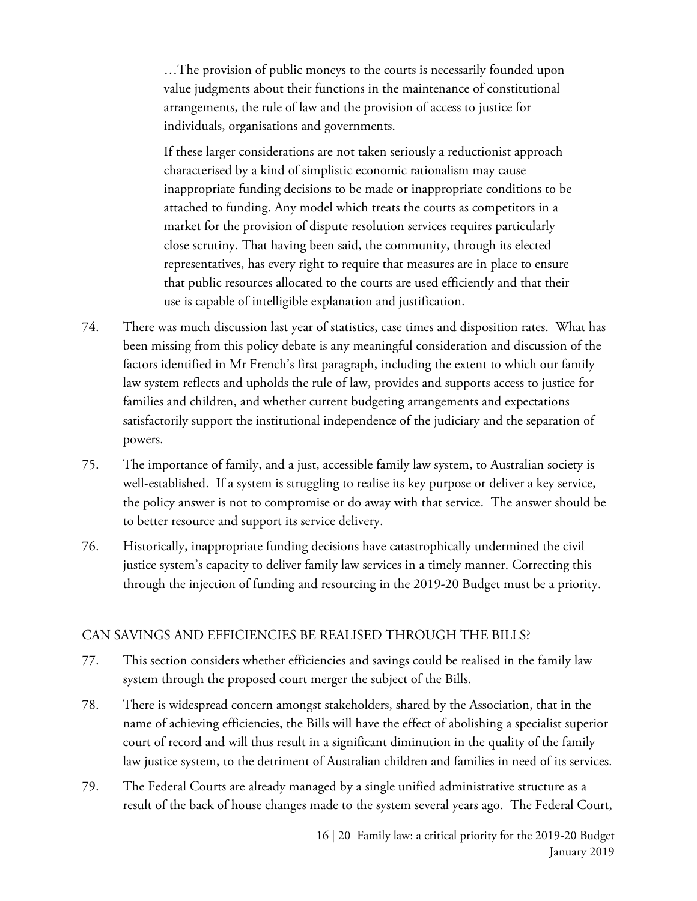> …The provision of public moneys to the courts is necessarily founded upon value judgments about their functions in the maintenance of constitutional arrangements, the rule of law and the provision of access to justice for individuals, organisations and governments.
>
> If these larger considerations are not taken seriously a reductionist approach characterised by a kind of simplistic economic rationalism may cause inappropriate funding decisions to be made or inappropriate conditions to be attached to funding. Any model which treats the courts as competitors in a market for the provision of dispute resolution services requires particularly close scrutiny. That having been said, the community, through its elected representatives, has every right to require that measures are in place to ensure that public resources allocated to the courts are used efficiently and that their use is capable of intelligible explanation and justification.

74. There was much discussion last year of statistics, case times and disposition rates. What has been missing from this policy debate is any meaningful consideration and discussion of the factors identified in Mr French's first paragraph, including the extent to which our family law system reflects and upholds the rule of law, provides and supports access to justice for families and children, and whether current budgeting arrangements and expectations satisfactorily support the institutional independence of the judiciary and the separation of powers.

75. The importance of family, and a just, accessible family law system, to Australian society is well-established. If a system is struggling to realise its key purpose or deliver a key service, the policy answer is not to compromise or do away with that service. The answer should be to better resource and support its service delivery.

76. Historically, inappropriate funding decisions have catastrophically undermined the civil justice system's capacity to deliver family law services in a timely manner. Correcting this through the injection of funding and resourcing in the 2019-20 Budget must be a priority.

## CAN SAVINGS AND EFFICIENCIES BE REALISED THROUGH THE BILLS?

77. This section considers whether efficiencies and savings could be realised in the family law system through the proposed court merger the subject of the Bills.

78. There is widespread concern amongst stakeholders, shared by the Association, that in the name of achieving efficiencies, the Bills will have the effect of abolishing a specialist superior court of record and will thus result in a significant diminution in the quality of the family law justice system, to the detriment of Australian children and families in need of its services.

79. The Federal Courts are already managed by a single unified administrative structure as a result of the back of house changes made to the system several years ago. The Federal Court,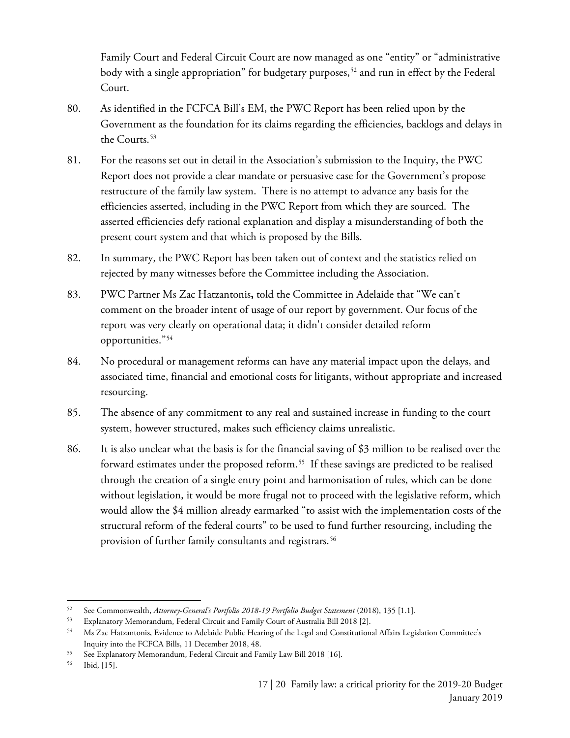Family Court and Federal Circuit Court are now managed as one "entity" or "administrative body with a single appropriation" for budgetary purposes,[52] and run in effect by the Federal Court.

80. As identified in the FCFCA Bill's EM, the PWC Report has been relied upon by the Government as the foundation for its claims regarding the efficiencies, backlogs and delays in the Courts.[53]

81. For the reasons set out in detail in the Association's submission to the Inquiry, the PWC Report does not provide a clear mandate or persuasive case for the Government's propose restructure of the family law system. There is no attempt to advance any basis for the efficiencies asserted, including in the PWC Report from which they are sourced. The asserted efficiencies defy rational explanation and display a misunderstanding of both the present court system and that which is proposed by the Bills.

82. In summary, the PWC Report has been taken out of context and the statistics relied on rejected by many witnesses before the Committee including the Association.

83. PWC Partner Ms Zac Hatzantonis**,** told the Committee in Adelaide that "We can't comment on the broader intent of usage of our report by government. Our focus of the report was very clearly on operational data; it didn't consider detailed reform opportunities."[54]

84. No procedural or management reforms can have any material impact upon the delays, and associated time, financial and emotional costs for litigants, without appropriate and increased resourcing.

85. The absence of any commitment to any real and sustained increase in funding to the court system, however structured, makes such efficiency claims unrealistic.

86. It is also unclear what the basis is for the financial saving of $3 million to be realised over the forward estimates under the proposed reform.[55] If these savings are predicted to be realised through the creation of a single entry point and harmonisation of rules, which can be done without legislation, it would be more frugal not to proceed with the legislative reform, which would allow the $4 million already earmarked "to assist with the implementation costs of the structural reform of the federal courts" to be used to fund further resourcing, including the provision of further family consultants and registrars.[56]

---

[52] See Commonwealth, *Attorney-General's Portfolio 2018-19 Portfolio Budget Statement* (2018), 135 [1.1].

[53] Explanatory Memorandum, Federal Circuit and Family Court of Australia Bill 2018 [2].

[54] Ms Zac Hatzantonis, Evidence to Adelaide Public Hearing of the Legal and Constitutional Affairs Legislation Committee's Inquiry into the FCFCA Bills, 11 December 2018, 48.

[55] See Explanatory Memorandum, Federal Circuit and Family Law Bill 2018 [16].

[56] Ibid, [15].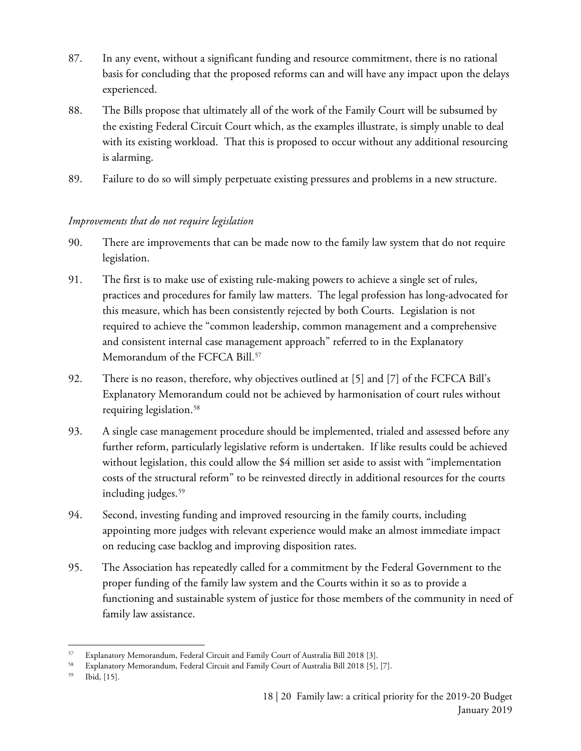87. In any event, without a significant funding and resource commitment, there is no rational basis for concluding that the proposed reforms can and will have any impact upon the delays experienced.

88. The Bills propose that ultimately all of the work of the Family Court will be subsumed by the existing Federal Circuit Court which, as the examples illustrate, is simply unable to deal with its existing workload. That this is proposed to occur without any additional resourcing is alarming.

89. Failure to do so will simply perpetuate existing pressures and problems in a new structure.

*Improvements that do not require legislation*

90. There are improvements that can be made now to the family law system that do not require legislation.

91. The first is to make use of existing rule-making powers to achieve a single set of rules, practices and procedures for family law matters. The legal profession has long-advocated for this measure, which has been consistently rejected by both Courts. Legislation is not required to achieve the "common leadership, common management and a comprehensive and consistent internal case management approach" referred to in the Explanatory Memorandum of the FCFCA Bill.[57]

92. There is no reason, therefore, why objectives outlined at [5] and [7] of the FCFCA Bill's Explanatory Memorandum could not be achieved by harmonisation of court rules without requiring legislation.[58]

93. A single case management procedure should be implemented, trialed and assessed before any further reform, particularly legislative reform is undertaken. If like results could be achieved without legislation, this could allow the $4 million set aside to assist with "implementation costs of the structural reform" to be reinvested directly in additional resources for the courts including judges.[59]

94. Second, investing funding and improved resourcing in the family courts, including appointing more judges with relevant experience would make an almost immediate impact on reducing case backlog and improving disposition rates.

95. The Association has repeatedly called for a commitment by the Federal Government to the proper funding of the family law system and the Courts within it so as to provide a functioning and sustainable system of justice for those members of the community in need of family law assistance.

---

[57] Explanatory Memorandum, Federal Circuit and Family Court of Australia Bill 2018 [3].

[58] Explanatory Memorandum, Federal Circuit and Family Court of Australia Bill 2018 [5], [7].

[59] Ibid, [15].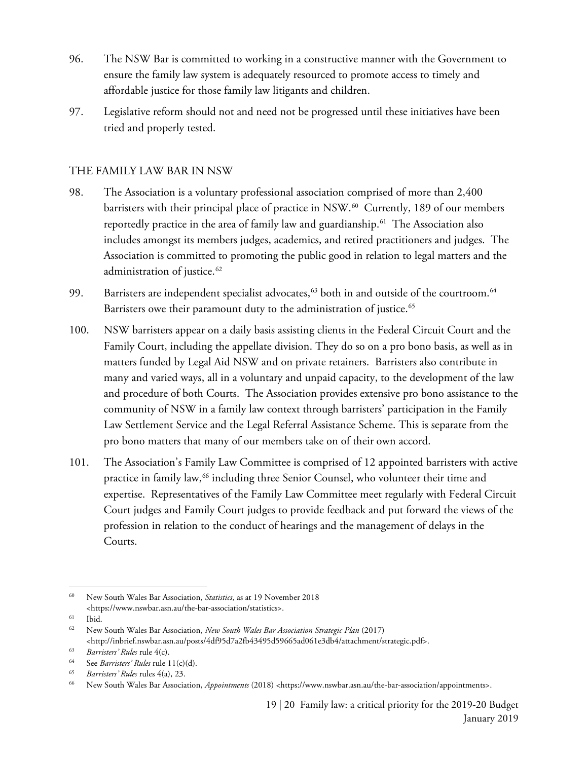96. The NSW Bar is committed to working in a constructive manner with the Government to ensure the family law system is adequately resourced to promote access to timely and affordable justice for those family law litigants and children.

97. Legislative reform should not and need not be progressed until these initiatives have been tried and properly tested.

## THE FAMILY LAW BAR IN NSW

98. The Association is a voluntary professional association comprised of more than 2,400 barristers with their principal place of practice in NSW.[60] Currently, 189 of our members reportedly practice in the area of family law and guardianship.[61] The Association also includes amongst its members judges, academics, and retired practitioners and judges. The Association is committed to promoting the public good in relation to legal matters and the administration of justice.[62]

99. Barristers are independent specialist advocates,[63] both in and outside of the courtroom.[64] Barristers owe their paramount duty to the administration of justice.[65]

100. NSW barristers appear on a daily basis assisting clients in the Federal Circuit Court and the Family Court, including the appellate division. They do so on a pro bono basis, as well as in matters funded by Legal Aid NSW and on private retainers. Barristers also contribute in many and varied ways, all in a voluntary and unpaid capacity, to the development of the law and procedure of both Courts. The Association provides extensive pro bono assistance to the community of NSW in a family law context through barristers' participation in the Family Law Settlement Service and the Legal Referral Assistance Scheme. This is separate from the pro bono matters that many of our members take on of their own accord.

101. The Association's Family Law Committee is comprised of 12 appointed barristers with active practice in family law,[66] including three Senior Counsel, who volunteer their time and expertise. Representatives of the Family Law Committee meet regularly with Federal Circuit Court judges and Family Court judges to provide feedback and put forward the views of the profession in relation to the conduct of hearings and the management of delays in the Courts.

---

[60] New South Wales Bar Association, *Statistics*, as at 19 November 2018 <https://www.nswbar.asn.au/the-bar-association/statistics>.

[61] Ibid.

[62] New South Wales Bar Association, *New South Wales Bar Association Strategic Plan* (2017) <http://inbrief.nswbar.asn.au/posts/4df95d7a2fb43495d59665ad061e3db4/attachment/strategic.pdf>.

[63] *Barristers' Rules* rule 4(c).

[64] See *Barristers' Rules* rule 11(c)(d).

[65] *Barristers' Rules* rules 4(a), 23.

[66] New South Wales Bar Association, *Appointments* (2018) <https://www.nswbar.asn.au/the-bar-association/appointments>.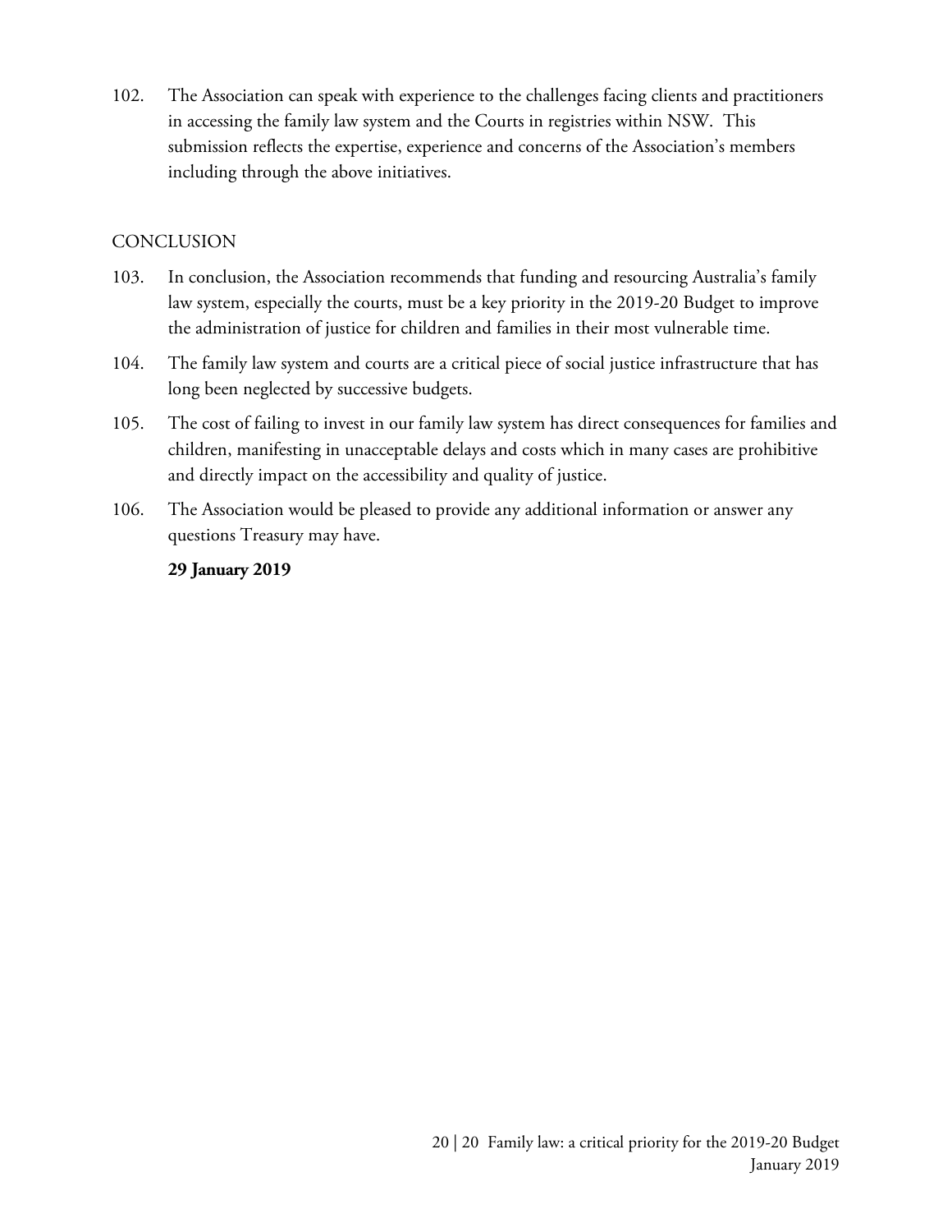102. The Association can speak with experience to the challenges facing clients and practitioners in accessing the family law system and the Courts in registries within NSW. This submission reflects the expertise, experience and concerns of the Association's members including through the above initiatives.

## CONCLUSION

103. In conclusion, the Association recommends that funding and resourcing Australia's family law system, especially the courts, must be a key priority in the 2019-20 Budget to improve the administration of justice for children and families in their most vulnerable time.

104. The family law system and courts are a critical piece of social justice infrastructure that has long been neglected by successive budgets.

105. The cost of failing to invest in our family law system has direct consequences for families and children, manifesting in unacceptable delays and costs which in many cases are prohibitive and directly impact on the accessibility and quality of justice.

106. The Association would be pleased to provide any additional information or answer any questions Treasury may have.

**29 January 2019**